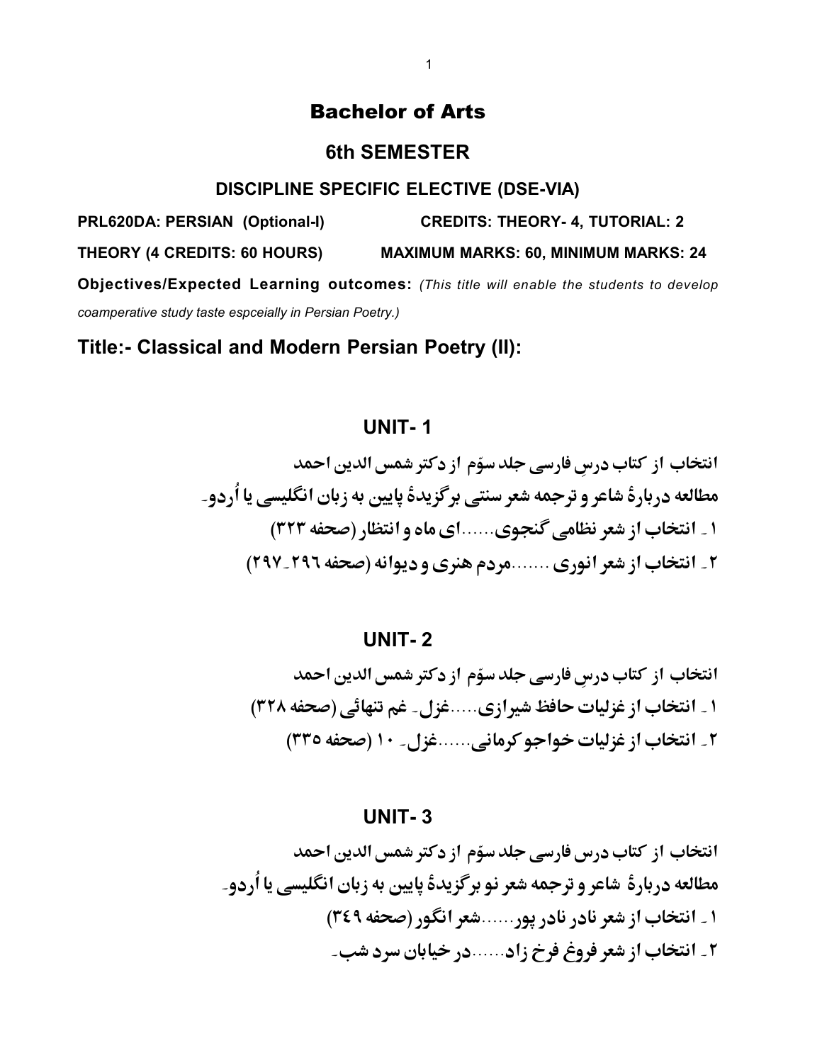# Bachelor of Arts

## 6th SEMESTER

### DISCIPLINE SPECIFIC ELECTIVE (DSE-VIA)

**PRL620DA: PERSIAN (Optional-I)** **CREDITS: THEORY- 4, TUTORIAL: 2**

**THEORY (4 CREDITS: 60 HOURS)** **MAXIMUM MARKS: 60, MINIMUM MARKS: 24**

**Objectives/Expected Learning outcomes:** *(This title will enable the students to develop coamperative study taste espceially in Persian Poetry.)*

## Title:- Classical and Modern Persian Poetry (II):

### UNIT- 1

انتخاب از کتاب درسِ فارسی جلد سوّم از دکتر شمس الدین احمد

مطالعه دربارۀ شاعر و ترجمه شعر سنتی برگزیدۀ پایین به زبان انگلیسی یا اُردو۔

۱۔ انتخاب از شعر نظامی گنجوی......ای ماه و انتظار (صفحه ۳۲۳)

۲۔ انتخاب از شعر انوری .......مردم هنری و دیوانه (صفحه ۲۹۶۔۲۹۷)

### UNIT- 2

انتخاب از کتاب درسِ فارسی جلد سوّم از دکتر شمس الدین احمد

۱۔ انتخاب از غزلیات حافظ شیرازی.....غزل۔ غم تنهائی (صفحه ۳۲۸)

۲۔ انتخاب از غزلیات خواجو کرمانی......غزل۔ ۱۰ (صفحه ۳۳۵)

### UNIT- 3

انتخاب از کتاب درس فارسی جلد سوّم از دکتر شمس الدین احمد

مطالعه دربارۀ شاعر و ترجمه شعر نو برگزیدۀ پایین به زبان انگلیسی یا اُردو۔

۱۔ انتخاب از شعر نادر نادر پور......شعر انگور (صفحه ۳۴۹)

۲۔ انتخاب از شعر فروغ فرخ زاد......در خیابان سرد شب۔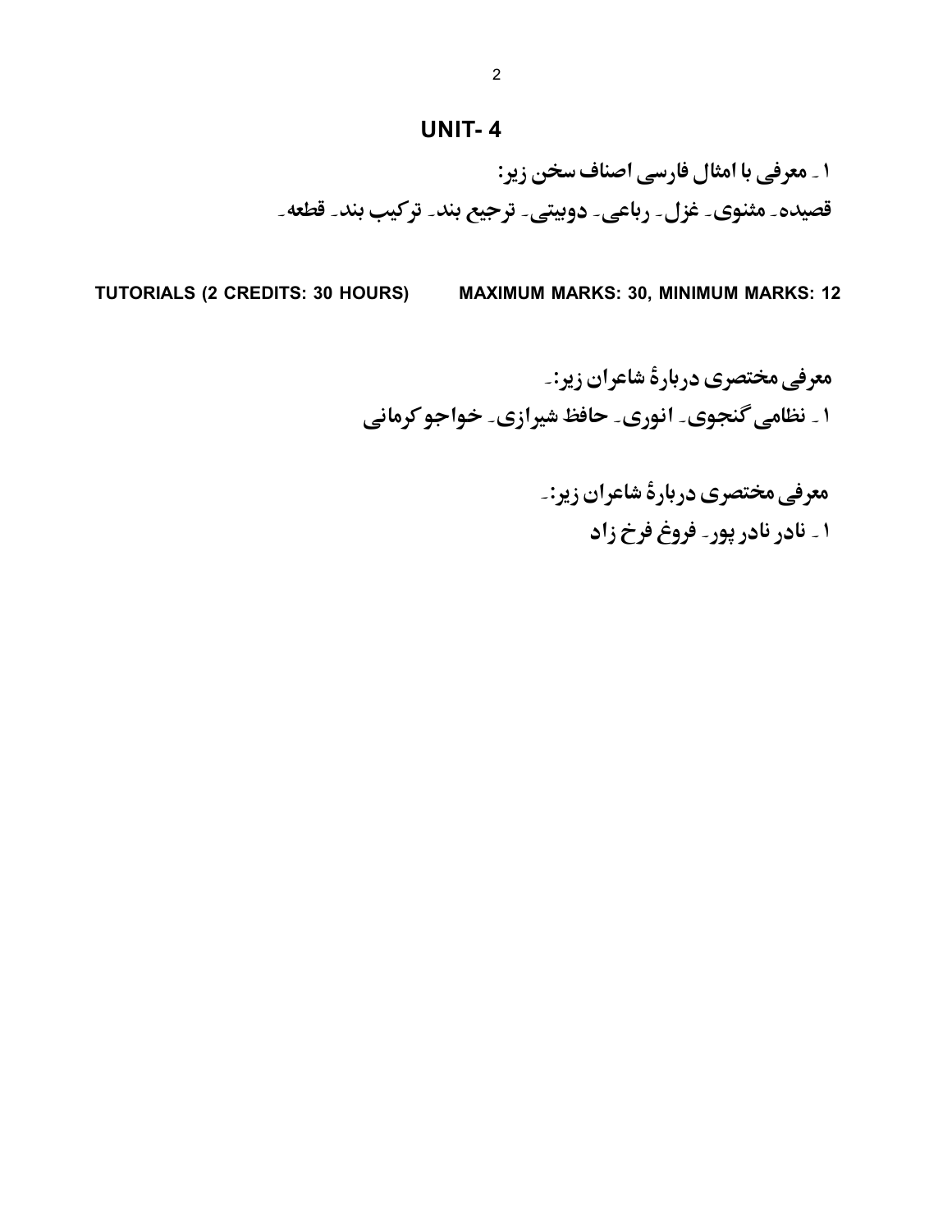## UNIT- 4

۱ ۔ معرفی با امثال فارسی اصناف سخن زیر:

قصیده۔ مثنوی۔ غزل۔ رباعی۔ دوبیتی۔ ترجیع بند۔ ترکیب بند۔ قطعه۔

**TUTORIALS (2 CREDITS: 30 HOURS) MAXIMUM MARKS: 30, MINIMUM MARKS: 12**

معرفی مختصری دربارۂ شاعران زیر:۔

۱ ۔ نظامی گنجوی۔ انوری۔ حافظ شیرازی۔ خواجو کرمانی

معرفی مختصری دربارۂ شاعران زیر:۔

۱ ۔ نادر نادر پور۔ فروغ فرخ زاد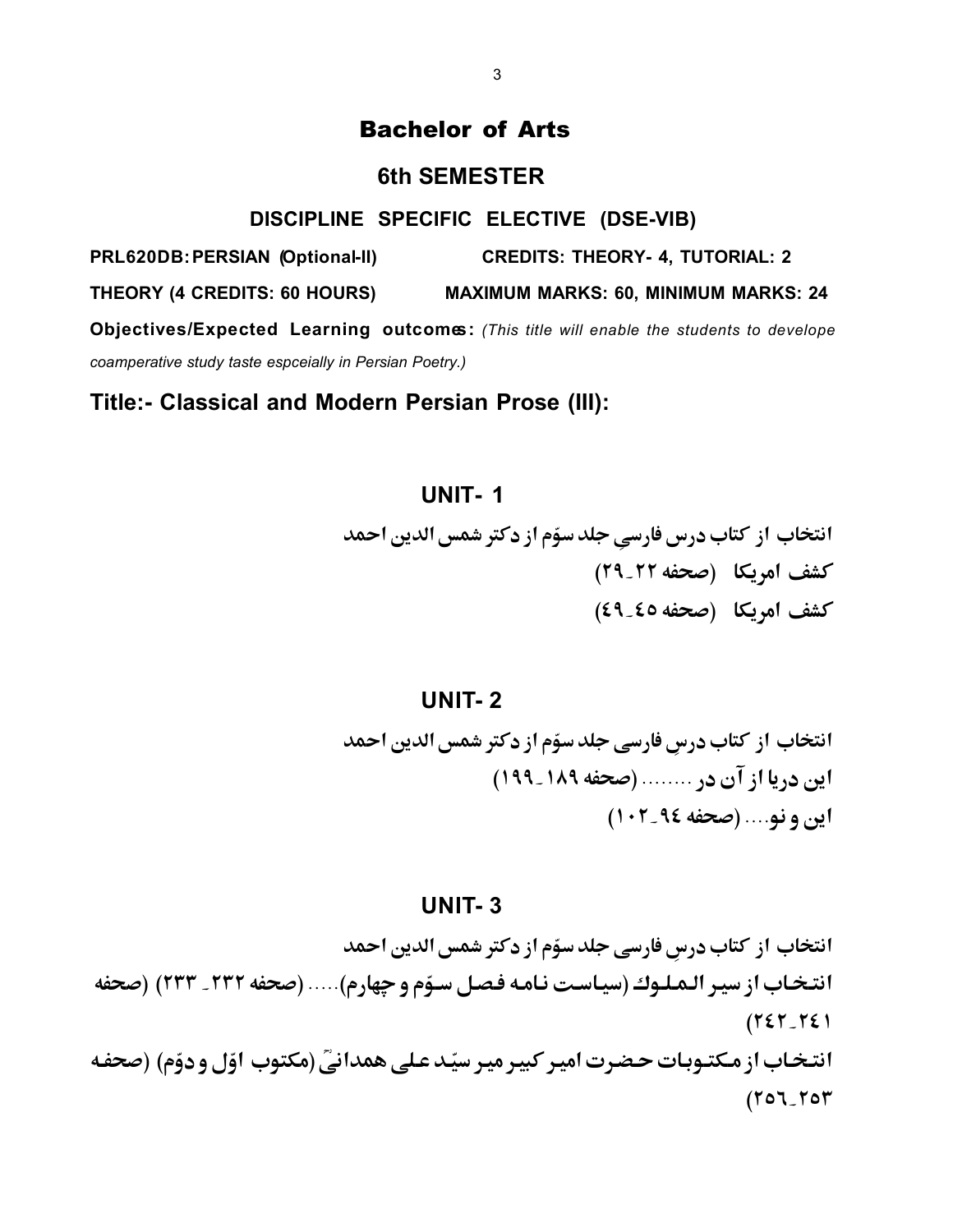# Bachelor of Arts

## 6th SEMESTER

### DISCIPLINE SPECIFIC ELECTIVE (DSE-VIB)

**PRL620DB: PERSIAN (Optional-II)** **CREDITS: THEORY- 4, TUTORIAL: 2**

**THEORY (4 CREDITS: 60 HOURS)** **MAXIMUM MARKS: 60, MINIMUM MARKS: 24**

**Objectives/Expected Learning outcomes:** *(This title will enable the students to develope coamperative study taste espceially in Persian Poetry.)*

## Title:- Classical and Modern Persian Prose (III):

### UNIT- 1

انتخاب از کتاب درس فارسیِ جلد سوّم از دکتر شمس الدین احمد

کشف امریکا (صحفه ۲۲_۲۹)

کشف امریکا (صحفه ٤٥_٤٩)

### UNIT- 2

انتخاب از کتاب درسِ فارسی جلد سوّم از دکتر شمس الدین احمد

این دریا از آن در ........ (صحفه ۱۸۹_۱۹۹)

این و نو.... (صحفه ٩٤_۱۰۲)

### UNIT- 3

انتخاب از کتاب درسِ فارسی جلد سوّم از دکتر شمس الدین احمد

انتخاب از سیر الملوك (سیاست نامه فصل سوّم و چهارم)..... (صحفه ۲۳۲_ ۲۳۳) (صحفه ۲٤۱_۲٤۲)

انتخاب از مکتوبات حضرت امیر کبیر میر سیّد علی همدانیؒ (مکتوب اوّل و دوّم) (صحفه ۲٥۳_۲٥٦)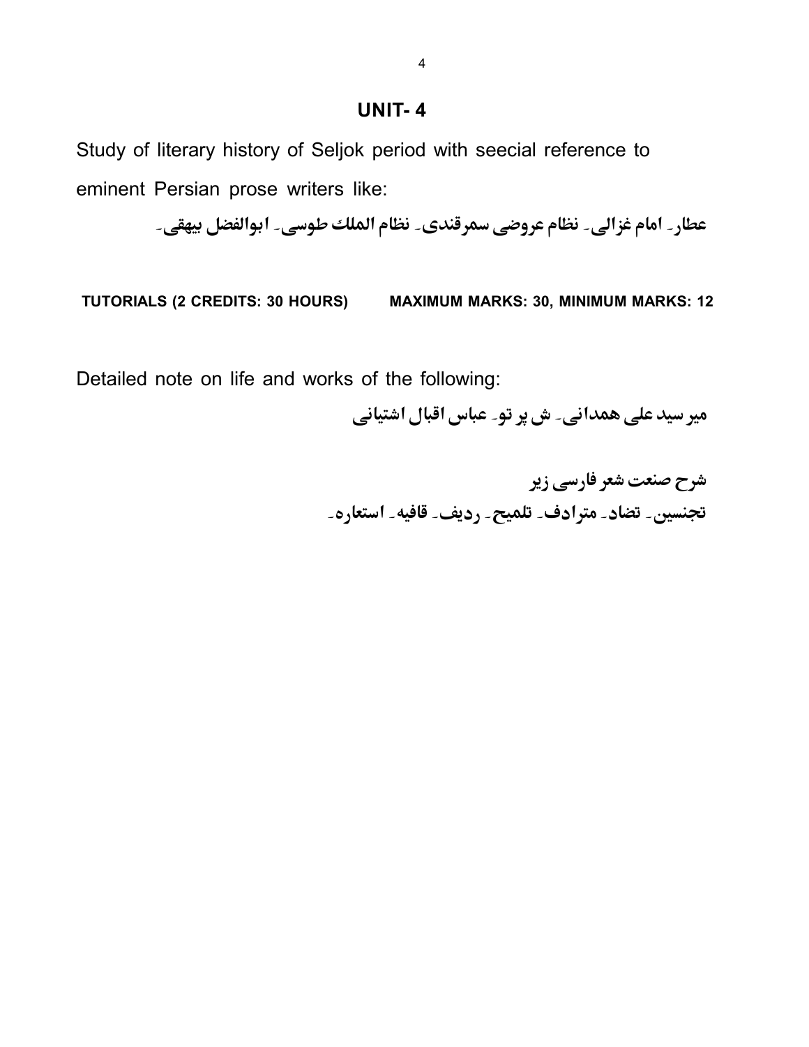## UNIT- 4

Study of literary history of Seljok period with seecial reference to eminent Persian prose writers like:

عطار۔ امام غزالی۔ نظام عروضی سمرقندی۔ نظام الملك طوسی۔ ابوالفضل بیهقی۔

**TUTORIALS (2 CREDITS: 30 HOURS)** **MAXIMUM MARKS: 30, MINIMUM MARKS: 12**

Detailed note on life and works of the following:

میر سید علی همدانی۔ ش پر تو۔ عباس اقبال اشتیانی

شرح صنعت شعر فارسی زیر

تجنسین۔ تضاد۔ مترادف۔ تلمیح۔ ردیف۔ قافیه۔ استعاره۔